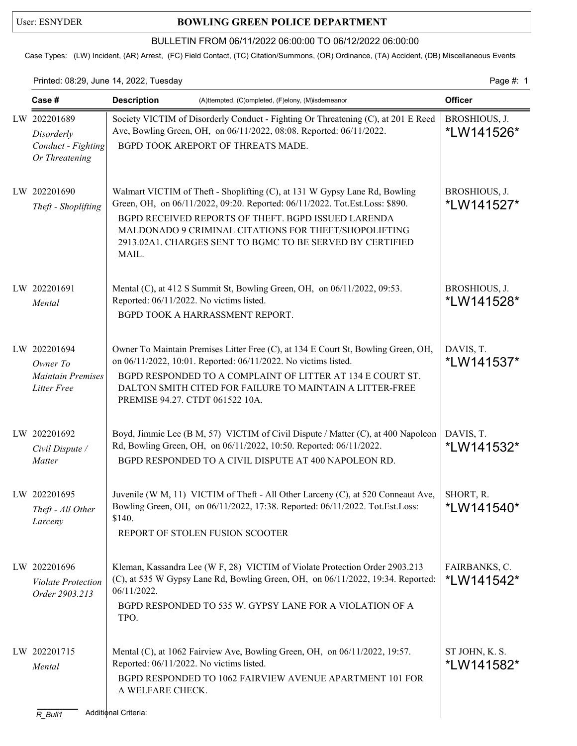User: ESNYDER

# BOWLING GREEN POLICE DEPARTMENT

BULLETIN FROM 06/11/2022 06:00:00 TO 06/12/2022 06:00:00

Case Types: (LW) Incident, (AR) Arrest, (FC) Field Contact, (TC) Citation/Summons, (OR) Ordinance, (TA) Accident, (DB) Miscellaneous Events

Printed: 08:29, June 14, 2022, Tuesday

| Case # | Description (A)ttempted, (C)ompleted, (F)elony, (M)isdemeanor | Officer |
|---|---|---|
| LW 202201689 *Disorderly Conduct - Fighting Or Threatening* | Society VICTIM of Disorderly Conduct - Fighting Or Threatening (C), at 201 E Reed Ave, Bowling Green, OH, on 06/11/2022, 08:08. Reported: 06/11/2022. BGPD TOOK AREPORT OF THREATS MADE. | BROSHIOUS, J. *LW141526* |
| LW 202201690 *Theft - Shoplifting* | Walmart VICTIM of Theft - Shoplifting (C), at 131 W Gypsy Lane Rd, Bowling Green, OH, on 06/11/2022, 09:20. Reported: 06/11/2022. Tot.Est.Loss: $890. BGPD RECEIVED REPORTS OF THEFT. BGPD ISSUED LARENDA MALDONADO 9 CRIMINAL CITATIONS FOR THEFT/SHOPOLIFTING 2913.02A1. CHARGES SENT TO BGMC TO BE SERVED BY CERTIFIED MAIL. | BROSHIOUS, J. *LW141527* |
| LW 202201691 *Mental* | Mental (C), at 412 S Summit St, Bowling Green, OH, on 06/11/2022, 09:53. Reported: 06/11/2022. No victims listed. BGPD TOOK A HARRASSMENT REPORT. | BROSHIOUS, J. *LW141528* |
| LW 202201694 *Owner To Maintain Premises Litter Free* | Owner To Maintain Premises Litter Free (C), at 134 E Court St, Bowling Green, OH, on 06/11/2022, 10:01. Reported: 06/11/2022. No victims listed. BGPD RESPONDED TO A COMPLAINT OF LITTER AT 134 E COURT ST. DALTON SMITH CITED FOR FAILURE TO MAINTAIN A LITTER-FREE PREMISE 94.27. CTDT 061522 10A. | DAVIS, T. *LW141537* |
| LW 202201692 *Civil Dispute / Matter* | Boyd, Jimmie Lee (B M, 57) VICTIM of Civil Dispute / Matter (C), at 400 Napoleon Rd, Bowling Green, OH, on 06/11/2022, 10:50. Reported: 06/11/2022. BGPD RESPONDED TO A CIVIL DISPUTE AT 400 NAPOLEON RD. | DAVIS, T. *LW141532* |
| LW 202201695 *Theft - All Other Larceny* | Juvenile (W M, 11) VICTIM of Theft - All Other Larceny (C), at 520 Conneaut Ave, Bowling Green, OH, on 06/11/2022, 17:38. Reported: 06/11/2022. Tot.Est.Loss: $140. REPORT OF STOLEN FUSION SCOOTER | SHORT, R. *LW141540* |
| LW 202201696 *Violate Protection Order 2903.213* | Kleman, Kassandra Lee (W F, 28) VICTIM of Violate Protection Order 2903.213 (C), at 535 W Gypsy Lane Rd, Bowling Green, OH, on 06/11/2022, 19:34. Reported: 06/11/2022. BGPD RESPONDED TO 535 W. GYPSY LANE FOR A VIOLATION OF A TPO. | FAIRBANKS, C. *LW141542* |
| LW 202201715 *Mental* | Mental (C), at 1062 Fairview Ave, Bowling Green, OH, on 06/11/2022, 19:57. Reported: 06/11/2022. No victims listed. BGPD RESPONDED TO 1062 FAIRVIEW AVENUE APARTMENT 101 FOR A WELFARE CHECK. | ST JOHN, K. S. *LW141582* |

R_Bull1 Additional Criteria: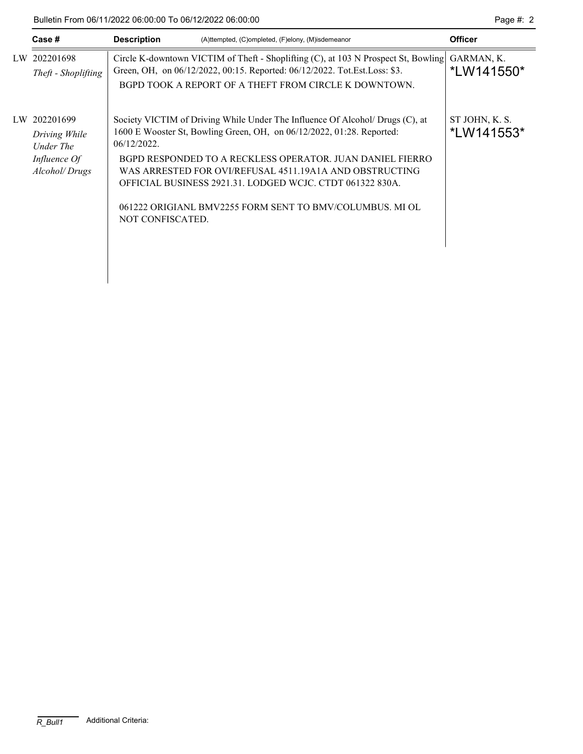| Case # | Description (A)ttempted, (C)ompleted, (F)elony, (M)isdemeanor | Officer |
|---|---|---|
| LW 202201698 *Theft - Shoplifting* | Circle K-downtown VICTIM of Theft - Shoplifting (C), at 103 N Prospect St, Bowling Green, OH, on 06/12/2022, 00:15. Reported: 06/12/2022. Tot.Est.Loss: $3.<br>BGPD TOOK A REPORT OF A THEFT FROM CIRCLE K DOWNTOWN. | GARMAN, K. *LW141550* |
| LW 202201699 *Driving While Under The Influence Of Alcohol/ Drugs* | Society VICTIM of Driving While Under The Influence Of Alcohol/ Drugs (C), at 1600 E Wooster St, Bowling Green, OH, on 06/12/2022, 01:28. Reported: 06/12/2022.<br>BGPD RESPONDED TO A RECKLESS OPERATOR. JUAN DANIEL FIERRO WAS ARRESTED FOR OVI/REFUSAL 4511.19A1A AND OBSTRUCTING OFFICIAL BUSINESS 2921.31. LODGED WCJC. CTDT 061322 830A.<br><br>061222 ORIGIANL BMV2255 FORM SENT TO BMV/COLUMBUS. MI OL NOT CONFISCATED. | ST JOHN, K. S. *LW141553* |

R_Bull1 Additional Criteria: